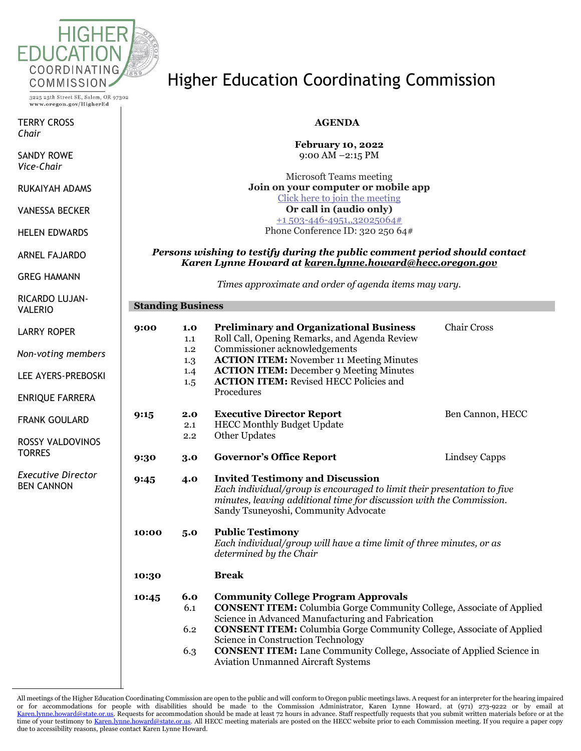HIGHER EDUCATION COORDINATING COMMISSION

3225 25th Street SE, Salem, OR 97302
www.oregon.gov/HigherEd

# Higher Education Coordinating Commission

TERRY CROSS
*Chair*

SANDY ROWE
*Vice-Chair*

RUKAIYAH ADAMS

VANESSA BECKER

HELEN EDWARDS

ARNEL FAJARDO

GREG HAMANN

RICARDO LUJAN-VALERIO

LARRY ROPER

*Non-voting members*

LEE AYERS-PREBOSKI

ENRIQUE FARRERA

FRANK GOULARD

ROSSY VALDOVINOS TORRES

*Executive Director*
BEN CANNON

**AGENDA**

**February 10, 2022**
9:00 AM –2:15 PM

Microsoft Teams meeting
**Join on your computer or mobile app**
Click here to join the meeting
**Or call in (audio only)**
+1 503-446-4951,,32025064#
Phone Conference ID: 320 250 64#

***Persons wishing to testify during the public comment period should contact Karen Lynne Howard at karen.lynne.howard@hecc.oregon.gov***

*Times approximate and order of agenda items may vary.*

**Standing Business**

| | | | |
|---|---|---|---|
| **9:00** | **1.0** | **Preliminary and Organizational Business** | Chair Cross |
| | 1.1 | Roll Call, Opening Remarks, and Agenda Review | |
| | 1.2 | Commissioner acknowledgements | |
| | 1.3 | **ACTION ITEM:** November 11 Meeting Minutes | |
| | 1.4 | **ACTION ITEM:** December 9 Meeting Minutes | |
| | 1.5 | **ACTION ITEM:** Revised HECC Policies and Procedures | |
| **9:15** | **2.0** | **Executive Director Report** | Ben Cannon, HECC |
| | 2.1 | HECC Monthly Budget Update | |
| | 2.2 | Other Updates | |
| **9:30** | **3.0** | **Governor's Office Report** | Lindsey Capps |
| **9:45** | **4.0** | **Invited Testimony and Discussion**<br>*Each individual/group is encouraged to limit their presentation to five minutes, leaving additional time for discussion with the Commission.*<br>Sandy Tsuneyoshi, Community Advocate | |
| **10:00** | **5.0** | **Public Testimony**<br>*Each individual/group will have a time limit of three minutes, or as determined by the Chair* | |
| **10:30** | | **Break** | |
| **10:45** | **6.0** | **Community College Program Approvals** | |
| | 6.1 | **CONSENT ITEM:** Columbia Gorge Community College, Associate of Applied Science in Advanced Manufacturing and Fabrication | |
| | 6.2 | **CONSENT ITEM:** Columbia Gorge Community College, Associate of Applied Science in Construction Technology | |
| | 6.3 | **CONSENT ITEM:** Lane Community College, Associate of Applied Science in Aviation Unmanned Aircraft Systems | |

All meetings of the Higher Education Coordinating Commission are open to the public and will conform to Oregon public meetings laws. A request for an interpreter for the hearing impaired or for accommodations for people with disabilities should be made to the Commission Administrator, Karen Lynne Howard, at (971) 273-9222 or by email at Karen.lynne.howard@state.or.us. Requests for accommodation should be made at least 72 hours in advance. Staff respectfully requests that you submit written materials before or at the time of your testimony to Karen.lynne.howard@state.or.us. All HECC meeting materials are posted on the HECC website prior to each Commission meeting. If you require a paper copy due to accessibility reasons, please contact Karen Lynne Howard.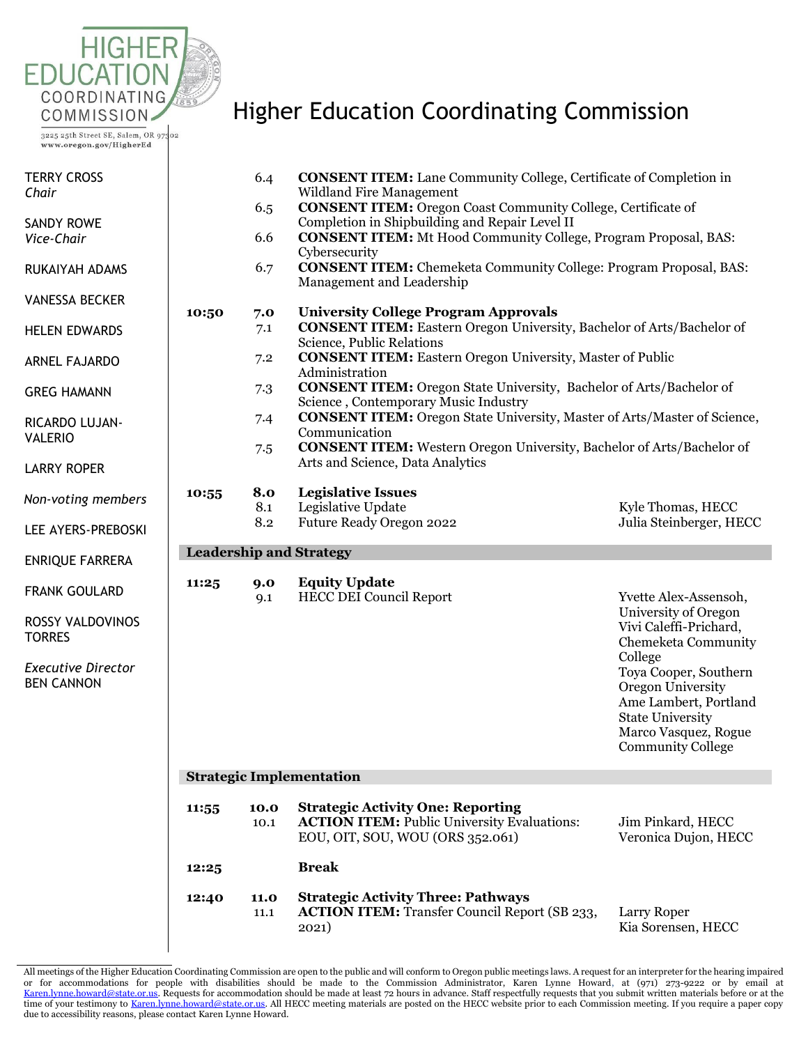# Higher Education Coordinating Commission

3225 25th Street SE, Salem, OR 97302
www.oregon.gov/HigherEd

TERRY CROSS
*Chair*

SANDY ROWE
*Vice-Chair*

RUKAIYAH ADAMS

VANESSA BECKER

HELEN EDWARDS

ARNEL FAJARDO

GREG HAMANN

RICARDO LUJAN-VALERIO

LARRY ROPER

*Non-voting members*

LEE AYERS-PREBOSKI

ENRIQUE FARRERA

FRANK GOULARD

ROSSY VALDOVINOS TORRES

*Executive Director*
BEN CANNON

| Time | No. | Item | Presenter |
|---|---|---|---|
| | 6.4 | **CONSENT ITEM:** Lane Community College, Certificate of Completion in Wildland Fire Management | |
| | 6.5 | **CONSENT ITEM:** Oregon Coast Community College, Certificate of Completion in Shipbuilding and Repair Level II | |
| | 6.6 | **CONSENT ITEM:** Mt Hood Community College, Program Proposal, BAS: Cybersecurity | |
| | 6.7 | **CONSENT ITEM:** Chemeketa Community College: Program Proposal, BAS: Management and Leadership | |
| **10:50** | **7.0** | **University College Program Approvals** | |
| | 7.1 | **CONSENT ITEM:** Eastern Oregon University, Bachelor of Arts/Bachelor of Science, Public Relations | |
| | 7.2 | **CONSENT ITEM:** Eastern Oregon University, Master of Public Administration | |
| | 7.3 | **CONSENT ITEM:** Oregon State University, Bachelor of Arts/Bachelor of Science , Contemporary Music Industry | |
| | 7.4 | **CONSENT ITEM:** Oregon State University, Master of Arts/Master of Science, Communication | |
| | 7.5 | **CONSENT ITEM:** Western Oregon University, Bachelor of Arts/Bachelor of Arts and Science, Data Analytics | |
| **10:55** | **8.0** | **Legislative Issues** | |
| | 8.1 | Legislative Update | Kyle Thomas, HECC |
| | 8.2 | Future Ready Oregon 2022 | Julia Steinberger, HECC |

## Leadership and Strategy

| Time | No. | Item | Presenter |
|---|---|---|---|
| **11:25** | **9.0** | **Equity Update** | |
| | 9.1 | HECC DEI Council Report | Yvette Alex-Assensoh, University of Oregon<br>Vivi Caleffi-Prichard, Chemeketa Community College<br>Toya Cooper, Southern Oregon University<br>Ame Lambert, Portland State University<br>Marco Vasquez, Rogue Community College |

## Strategic Implementation

| Time | No. | Item | Presenter |
|---|---|---|---|
| **11:55** | **10.0** | **Strategic Activity One: Reporting** | |
| | 10.1 | **ACTION ITEM:** Public University Evaluations: EOU, OIT, SOU, WOU (ORS 352.061) | Jim Pinkard, HECC<br>Veronica Dujon, HECC |
| **12:25** | | **Break** | |
| **12:40** | **11.0** | **Strategic Activity Three: Pathways** | |
| | 11.1 | **ACTION ITEM:** Transfer Council Report (SB 233, 2021) | Larry Roper<br>Kia Sorensen, HECC |

All meetings of the Higher Education Coordinating Commission are open to the public and will conform to Oregon public meetings laws. A request for an interpreter for the hearing impaired or for accommodations for people with disabilities should be made to the Commission Administrator, Karen Lynne Howard, at (971) 273-9222 or by email at Karen.lynne.howard@state.or.us. Requests for accommodation should be made at least 72 hours in advance. Staff respectfully requests that you submit written materials before or at the time of your testimony to Karen.lynne.howard@state.or.us. All HECC meeting materials are posted on the HECC website prior to each Commission meeting. If you require a paper copy due to accessibility reasons, please contact Karen Lynne Howard.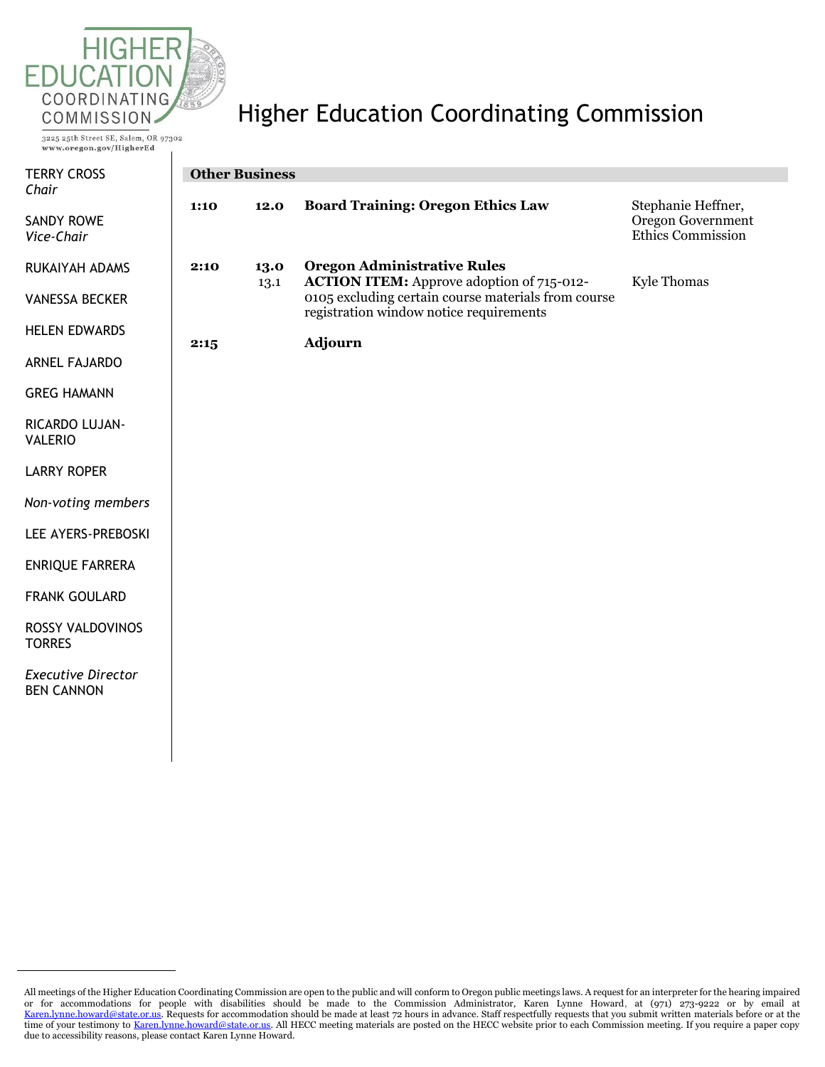# Higher Education Coordinating Commission

3225 25th Street SE, Salem, OR 97302
www.oregon.gov/HigherEd

TERRY CROSS
*Chair*

SANDY ROWE
*Vice-Chair*

RUKAIYAH ADAMS

VANESSA BECKER

HELEN EDWARDS

ARNEL FAJARDO

GREG HAMANN

RICARDO LUJAN-VALERIO

LARRY ROPER

*Non-voting members*

LEE AYERS-PREBOSKI

ENRIQUE FARRERA

FRANK GOULARD

ROSSY VALDOVINOS TORRES

*Executive Director*
BEN CANNON

## Other Business

| | | | |
|---|---|---|---|
| **1:10** | **12.0** | **Board Training: Oregon Ethics Law** | Stephanie Heffner, Oregon Government Ethics Commission |
| **2:10** | **13.0** | **Oregon Administrative Rules** | |
| | 13.1 | **ACTION ITEM:** Approve adoption of 715-012-0105 excluding certain course materials from course registration window notice requirements | Kyle Thomas |
| **2:15** | | **Adjourn** | |

All meetings of the Higher Education Coordinating Commission are open to the public and will conform to Oregon public meetings laws. A request for an interpreter for the hearing impaired or for accommodations for people with disabilities should be made to the Commission Administrator, Karen Lynne Howard, at (971) 273-9222 or by email at Karen.lynne.howard@state.or.us. Requests for accommodation should be made at least 72 hours in advance. Staff respectfully requests that you submit written materials before or at the time of your testimony to Karen.lynne.howard@state.or.us. All HECC meeting materials are posted on the HECC website prior to each Commission meeting. If you require a paper copy due to accessibility reasons, please contact Karen Lynne Howard.